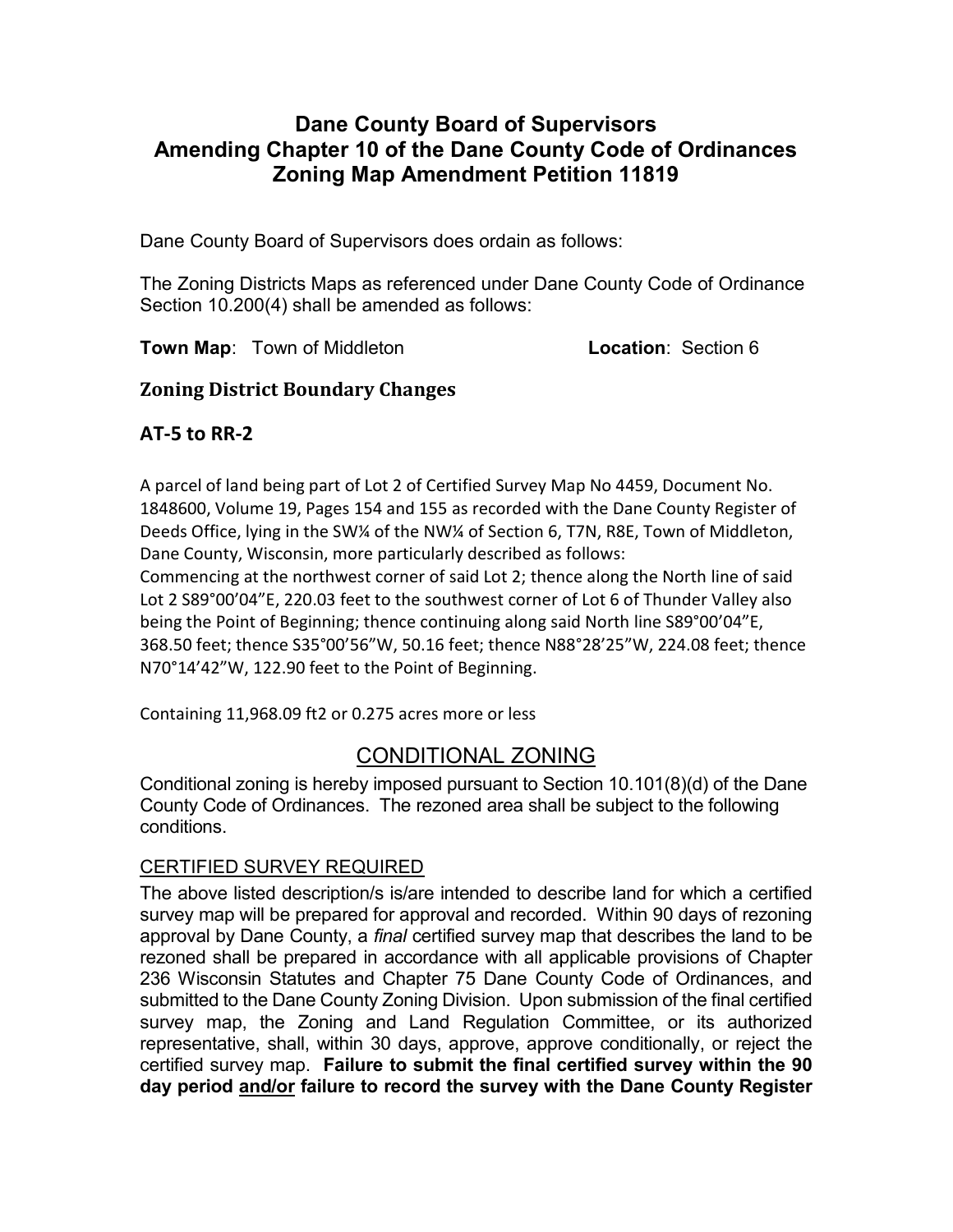# Dane County Board of Supervisors
# Amending Chapter 10 of the Dane County Code of Ordinances
# Zoning Map Amendment Petition 11819

Dane County Board of Supervisors does ordain as follows:

The Zoning Districts Maps as referenced under Dane County Code of Ordinance Section 10.200(4) shall be amended as follows:

**Town Map**: Town of Middleton **Location**: Section 6

## Zoning District Boundary Changes

### AT-5 to RR-2

A parcel of land being part of Lot 2 of Certified Survey Map No 4459, Document No. 1848600, Volume 19, Pages 154 and 155 as recorded with the Dane County Register of Deeds Office, lying in the SW¼ of the NW¼ of Section 6, T7N, R8E, Town of Middleton, Dane County, Wisconsin, more particularly described as follows:
Commencing at the northwest corner of said Lot 2; thence along the North line of said Lot 2 S89°00'04"E, 220.03 feet to the southwest corner of Lot 6 of Thunder Valley also being the Point of Beginning; thence continuing along said North line S89°00'04"E, 368.50 feet; thence S35°00'56"W, 50.16 feet; thence N88°28'25"W, 224.08 feet; thence N70°14'42"W, 122.90 feet to the Point of Beginning.

Containing 11,968.09 ft2 or 0.275 acres more or less

## CONDITIONAL ZONING

Conditional zoning is hereby imposed pursuant to Section 10.101(8)(d) of the Dane County Code of Ordinances. The rezoned area shall be subject to the following conditions.

CERTIFIED SURVEY REQUIRED

The above listed description/s is/are intended to describe land for which a certified survey map will be prepared for approval and recorded. Within 90 days of rezoning approval by Dane County, a *final* certified survey map that describes the land to be rezoned shall be prepared in accordance with all applicable provisions of Chapter 236 Wisconsin Statutes and Chapter 75 Dane County Code of Ordinances, and submitted to the Dane County Zoning Division. Upon submission of the final certified survey map, the Zoning and Land Regulation Committee, or its authorized representative, shall, within 30 days, approve, approve conditionally, or reject the certified survey map. **Failure to submit the final certified survey within the 90 day period and/or failure to record the survey with the Dane County Register**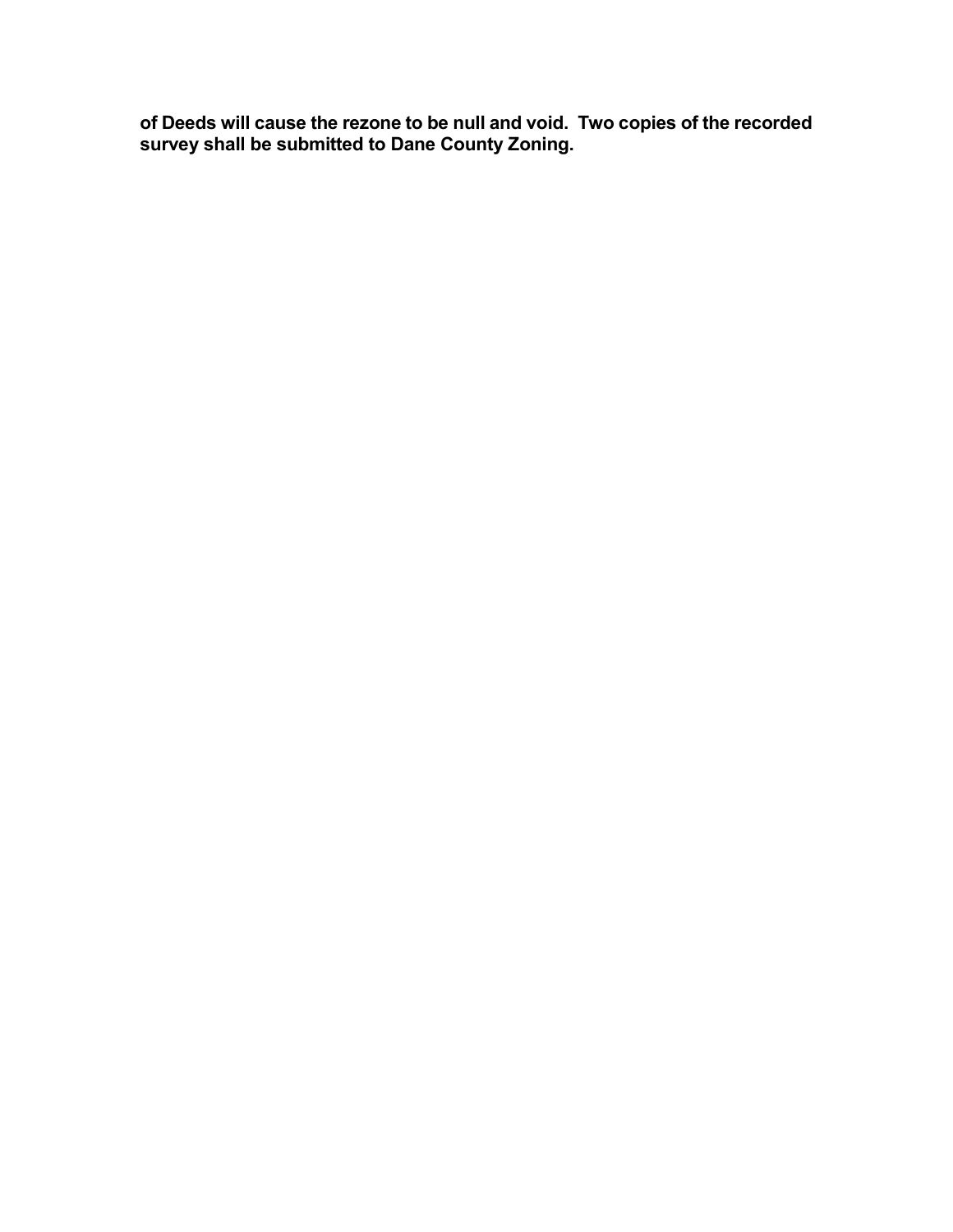**of Deeds will cause the rezone to be null and void. Two copies of the recorded survey shall be submitted to Dane County Zoning.**